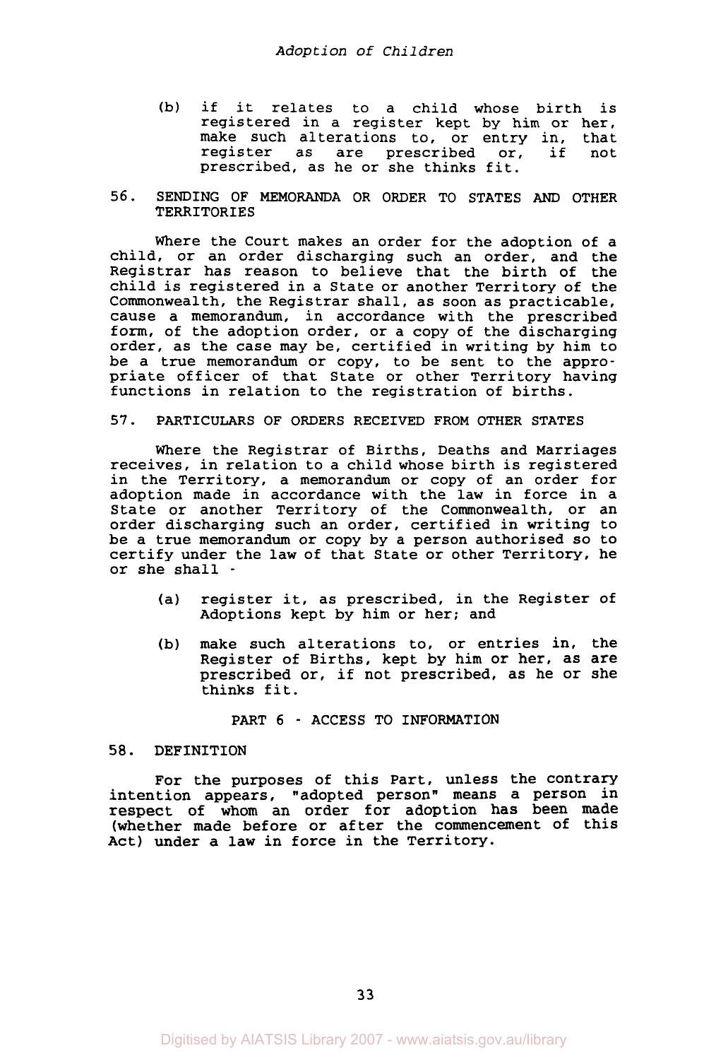(b) if it relates to a child whose birth is registered in a register kept by him or her, make such alterations to, or entry in, that register as are prescribed or, if not prescribed, as he or she thinks fit.

### 56. SENDING OF MEMORANDA OR ORDER TO STATES AND OTHER TERRITORIES

Where the Court makes an order for the adoption of a child, or an order discharging such an order, and the Registrar has reason to believe that the birth of the child is registered in a State or another Territory of the Commonwealth, the Registrar shall, as soon as practicable, cause a memorandum, in accordance with the prescribed form, of the adoption order, or a copy of the discharging order, as the case may be, certified in writing by him to be a true memorandum or copy, to be sent to the appropriate officer of that State or other Territory having functions in relation to the registration of births.

### 57. PARTICULARS OF ORDERS RECEIVED FROM OTHER STATES

Where the Registrar of Births, Deaths and Marriages receives, in relation to a child whose birth is registered in the Territory, a memorandum or copy of an order for adoption made in accordance with the law in force in a State or another Territory of the Commonwealth, or an order discharging such an order, certified in writing to be a true memorandum or copy by a person authorised so to certify under the law of that State or other Territory, he or she shall -

(a) register it, as prescribed, in the Register of Adoptions kept by him or her; and

(b) make such alterations to, or entries in, the Register of Births, kept by him or her, as are prescribed or, if not prescribed, as he or she thinks fit.

## PART 6 - ACCESS TO INFORMATION

### 58. DEFINITION

For the purposes of this Part, unless the contrary intention appears, "adopted person" means a person in respect of whom an order for adoption has been made (whether made before or after the commencement of this Act) under a law in force in the Territory.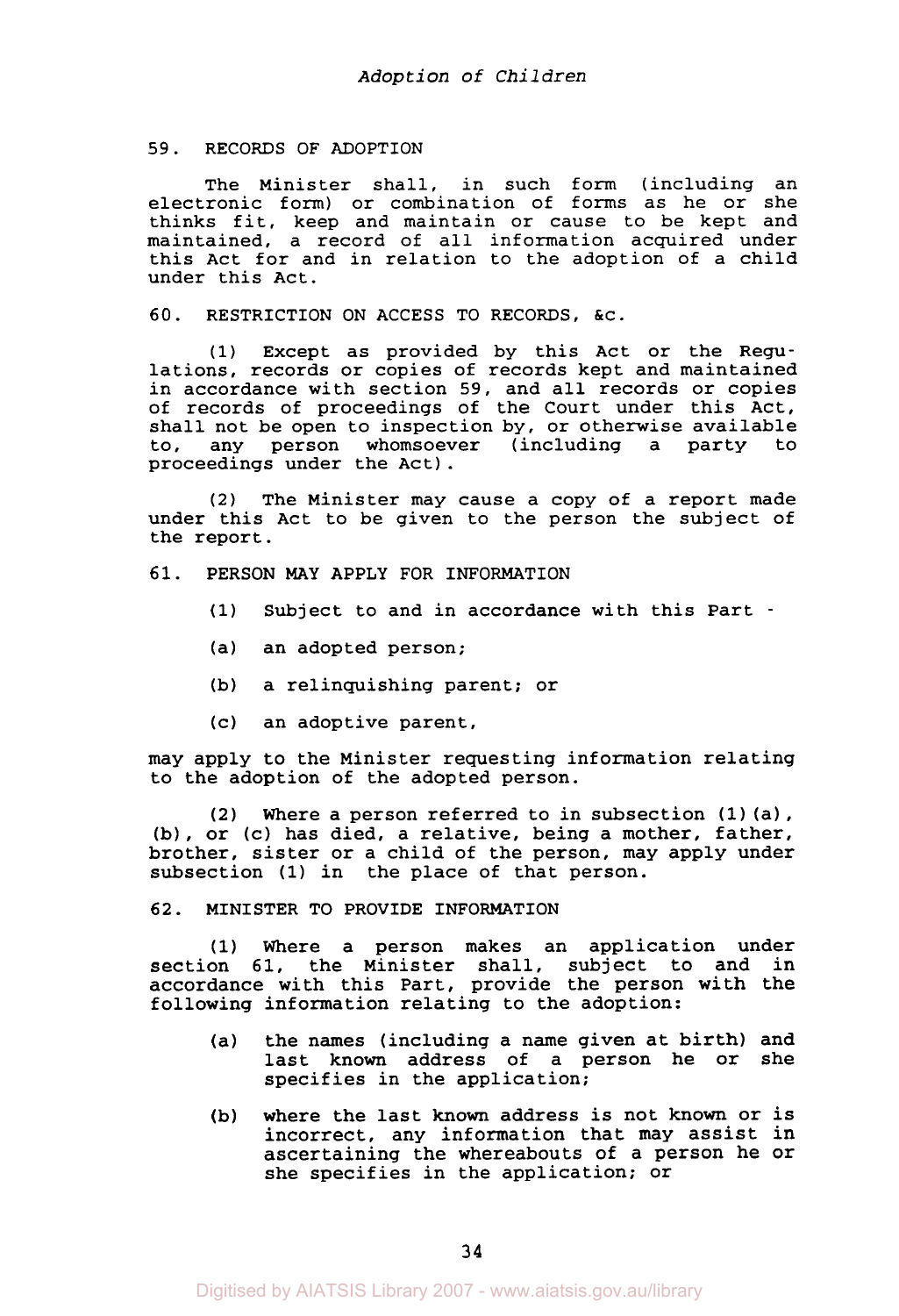## 59. RECORDS OF ADOPTION

The Minister shall, in such form (including an electronic form) or combination of forms as he or she thinks fit, keep and maintain or cause to be kept and maintained, a record of all information acquired under this Act for and in relation to the adoption of a child under this Act.

## 60. RESTRICTION ON ACCESS TO RECORDS, &c.

(1) Except as provided by this Act or the Regulations, records or copies of records kept and maintained in accordance with section 59, and all records or copies of records of proceedings of the Court under this Act, shall not be open to inspection by, or otherwise available to, any person whomsoever (including a party to proceedings under the Act).

(2) The Minister may cause a copy of a report made under this Act to be given to the person the subject of the report.

## 61. PERSON MAY APPLY FOR INFORMATION

(1) Subject to and in accordance with this Part -

(a) an adopted person;

(b) a relinquishing parent; or

(c) an adoptive parent,

may apply to the Minister requesting information relating to the adoption of the adopted person.

(2) Where a person referred to in subsection (1)(a), (b), or (c) has died, a relative, being a mother, father, brother, sister or a child of the person, may apply under subsection (1) in the place of that person.

## 62. MINISTER TO PROVIDE INFORMATION

(1) Where a person makes an application under section 61, the Minister shall, subject to and in accordance with this Part, provide the person with the following information relating to the adoption:

(a) the names (including a name given at birth) and last known address of a person he or she specifies in the application;

(b) where the last known address is not known or is incorrect, any information that may assist in ascertaining the whereabouts of a person he or she specifies in the application; or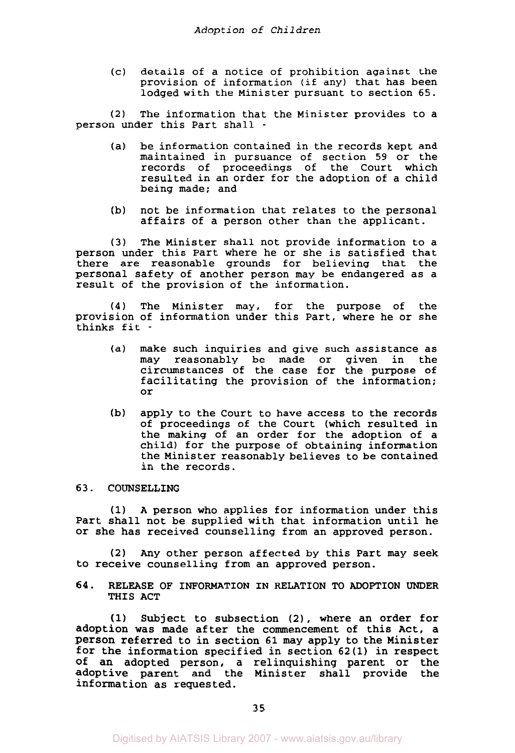(c) details of a notice of prohibition against the provision of information (if any) that has been lodged with the Minister pursuant to section 65.

(2) The information that the Minister provides to a person under this Part shall -

(a) be information contained in the records kept and maintained in pursuance of section 59 or the records of proceedings of the Court which resulted in an order for the adoption of a child being made; and

(b) not be information that relates to the personal affairs of a person other than the applicant.

(3) The Minister shall not provide information to a person under this Part where he or she is satisfied that there are reasonable grounds for believing that the personal safety of another person may be endangered as a result of the provision of the information.

(4) The Minister may, for the purpose of the provision of information under this Part, where he or she thinks fit -

(a) make such inquiries and give such assistance as may reasonably be made or given in the circumstances of the case for the purpose of facilitating the provision of the information; or

(b) apply to the Court to have access to the records of proceedings of the Court (which resulted in the making of an order for the adoption of a child) for the purpose of obtaining information the Minister reasonably believes to be contained in the records.

## 63. COUNSELLING

(1) A person who applies for information under this Part shall not be supplied with that information until he or she has received counselling from an approved person.

(2) Any other person affected by this Part may seek to receive counselling from an approved person.

## 64. RELEASE OF INFORMATION IN RELATION TO ADOPTION UNDER THIS ACT

(1) Subject to subsection (2), where an order for adoption was made after the commencement of this Act, a person referred to in section 61 may apply to the Minister for the information specified in section 62(1) in respect of an adopted person, a relinquishing parent or the adoptive parent and the Minister shall provide the information as requested.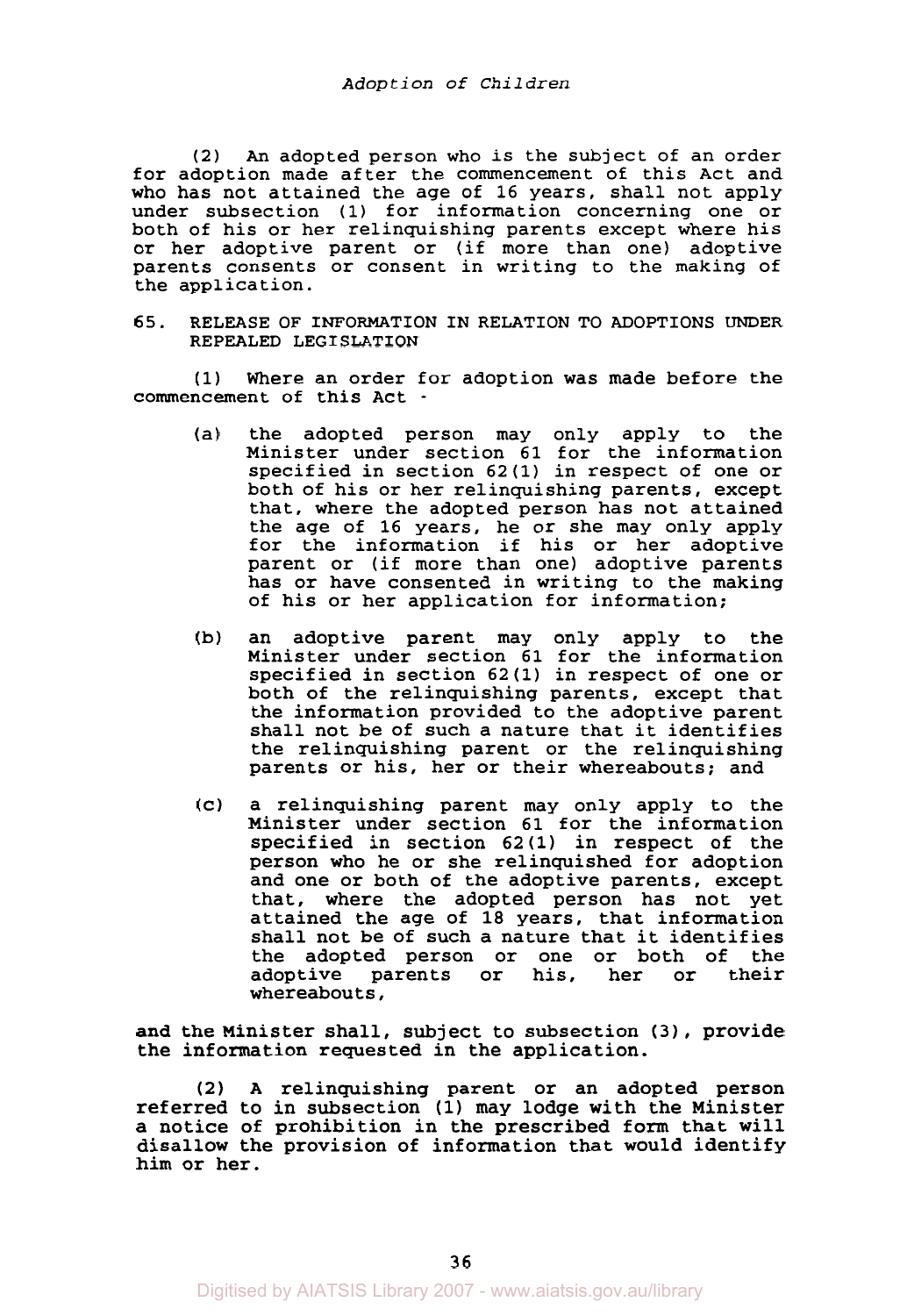(2) An adopted person who is the subject of an order for adoption made after the commencement of this Act and who has not attained the age of 16 years, shall not apply under subsection (1) for information concerning one or both of his or her relinquishing parents except where his or her adoptive parent or (if more than one) adoptive parents consents or consent in writing to the making of the application.

65. RELEASE OF INFORMATION IN RELATION TO ADOPTIONS UNDER REPEALED LEGISLATION

(1) Where an order for adoption was made before the commencement of this Act -

(a) the adopted person may only apply to the Minister under section 61 for the information specified in section 62(1) in respect of one or both of his or her relinquishing parents, except that, where the adopted person has not attained the age of 16 years, he or she may only apply for the information if his or her adoptive parent or (if more than one) adoptive parents has or have consented in writing to the making of his or her application for information;

(b) an adoptive parent may only apply to the Minister under section 61 for the information specified in section 62(1) in respect of one or both of the relinquishing parents, except that the information provided to the adoptive parent shall not be of such a nature that it identifies the relinquishing parent or the relinquishing parents or his, her or their whereabouts; and

(c) a relinquishing parent may only apply to the Minister under section 61 for the information specified in section 62(1) in respect of the person who he or she relinquished for adoption and one or both of the adoptive parents, except that, where the adopted person has not yet attained the age of 18 years, that information shall not be of such a nature that it identifies the adopted person or one or both of the adoptive parents or his, her or their whereabouts,

and the Minister shall, subject to subsection (3), provide the information requested in the application.

(2) A relinquishing parent or an adopted person referred to in subsection (1) may lodge with the Minister a notice of prohibition in the prescribed form that will disallow the provision of information that would identify him or her.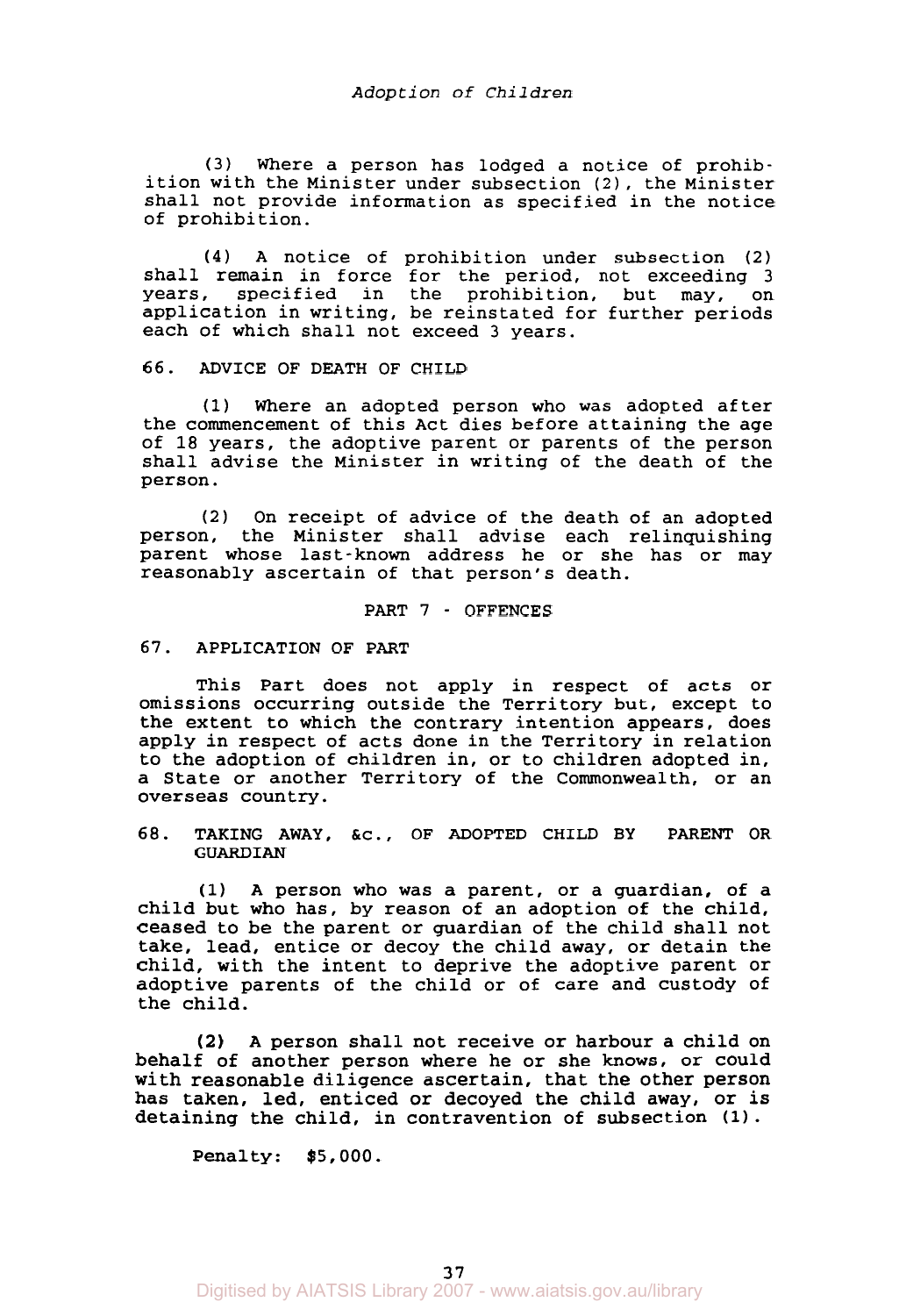(3) Where a person has lodged a notice of prohibition with the Minister under subsection (2), the Minister shall not provide information as specified in the notice of prohibition.

(4) A notice of prohibition under subsection (2) shall remain in force for the period, not exceeding 3 years, specified in the prohibition, but may, on application in writing, be reinstated for further periods each of which shall not exceed 3 years.

### 66. ADVICE OF DEATH OF CHILD

(1) Where an adopted person who was adopted after the commencement of this Act dies before attaining the age of 18 years, the adoptive parent or parents of the person shall advise the Minister in writing of the death of the person.

(2) On receipt of advice of the death of an adopted person, the Minister shall advise each relinquishing parent whose last-known address he or she has or may reasonably ascertain of that person's death.

## PART 7 - OFFENCES

### 67. APPLICATION OF PART

This Part does not apply in respect of acts or omissions occurring outside the Territory but, except to the extent to which the contrary intention appears, does apply in respect of acts done in the Territory in relation to the adoption of children in, or to children adopted in, a State or another Territory of the Commonwealth, or an overseas country.

### 68. TAKING AWAY, &c., OF ADOPTED CHILD BY PARENT OR GUARDIAN

(1) A person who was a parent, or a guardian, of a child but who has, by reason of an adoption of the child, ceased to be the parent or guardian of the child shall not take, lead, entice or decoy the child away, or detain the child, with the intent to deprive the adoptive parent or adoptive parents of the child or of care and custody of the child.

(2) A person shall not receive or harbour a child on behalf of another person where he or she knows, or could with reasonable diligence ascertain, that the other person has taken, led, enticed or decoyed the child away, or is detaining the child, in contravention of subsection (1).

Penalty: $5,000.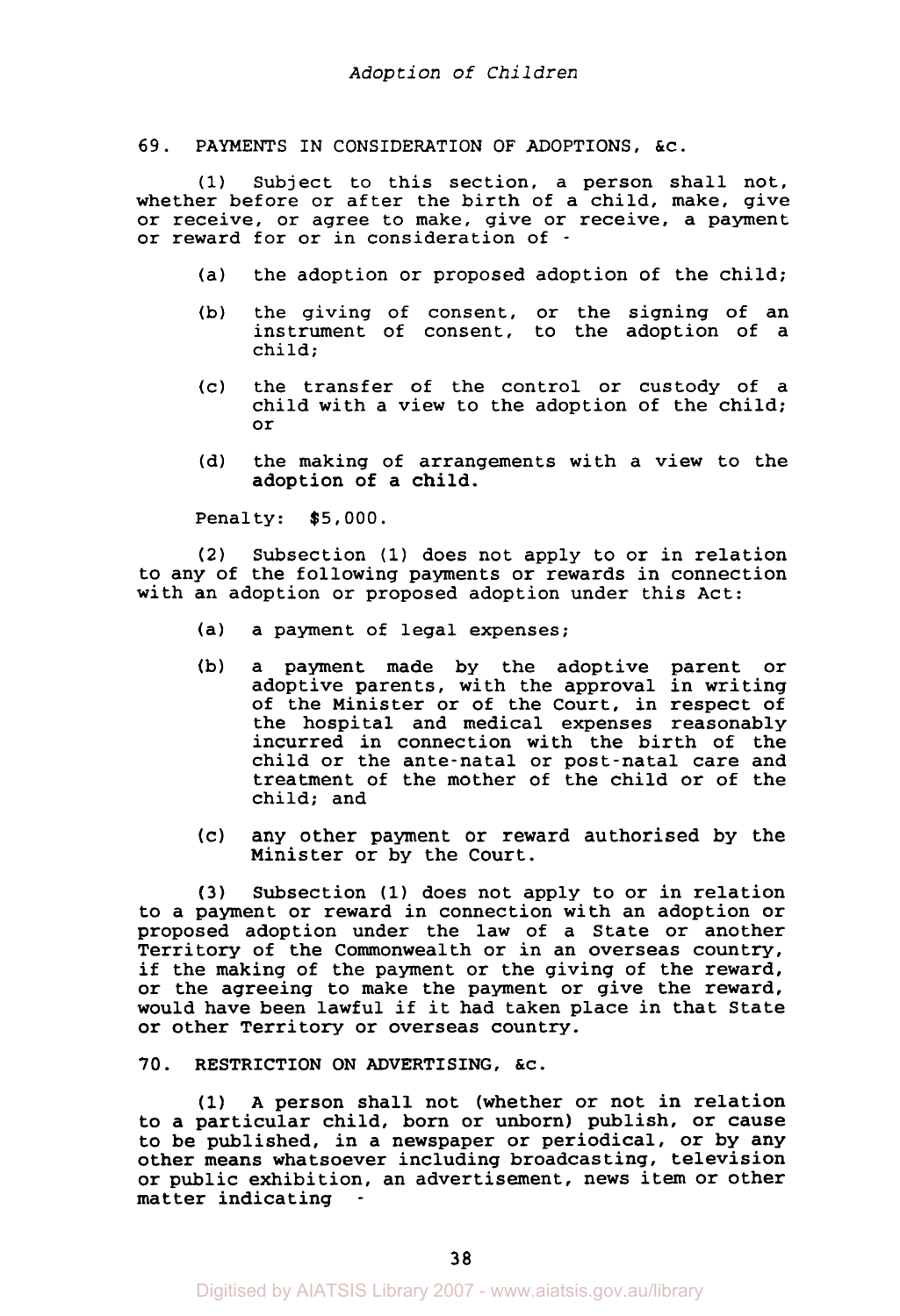## 69. PAYMENTS IN CONSIDERATION OF ADOPTIONS, &c.

(1) Subject to this section, a person shall not, whether before or after the birth of a child, make, give or receive, or agree to make, give or receive, a payment or reward for or in consideration of -

(a) the adoption or proposed adoption of the child;

(b) the giving of consent, or the signing of an instrument of consent, to the adoption of a child;

(c) the transfer of the control or custody of a child with a view to the adoption of the child; or

(d) the making of arrangements with a view to the adoption of a child.

Penalty: $5,000.

(2) Subsection (1) does not apply to or in relation to any of the following payments or rewards in connection with an adoption or proposed adoption under this Act:

(a) a payment of legal expenses;

(b) a payment made by the adoptive parent or adoptive parents, with the approval in writing of the Minister or of the Court, in respect of the hospital and medical expenses reasonably incurred in connection with the birth of the child or the ante-natal or post-natal care and treatment of the mother of the child or of the child; and

(c) any other payment or reward authorised by the Minister or by the Court.

(3) Subsection (1) does not apply to or in relation to a payment or reward in connection with an adoption or proposed adoption under the law of a State or another Territory of the Commonwealth or in an overseas country, if the making of the payment or the giving of the reward, or the agreeing to make the payment or give the reward, would have been lawful if it had taken place in that State or other Territory or overseas country.

## 70. RESTRICTION ON ADVERTISING, &c.

(1) A person shall not (whether or not in relation to a particular child, born or unborn) publish, or cause to be published, in a newspaper or periodical, or by any other means whatsoever including broadcasting, television or public exhibition, an advertisement, news item or other matter indicating -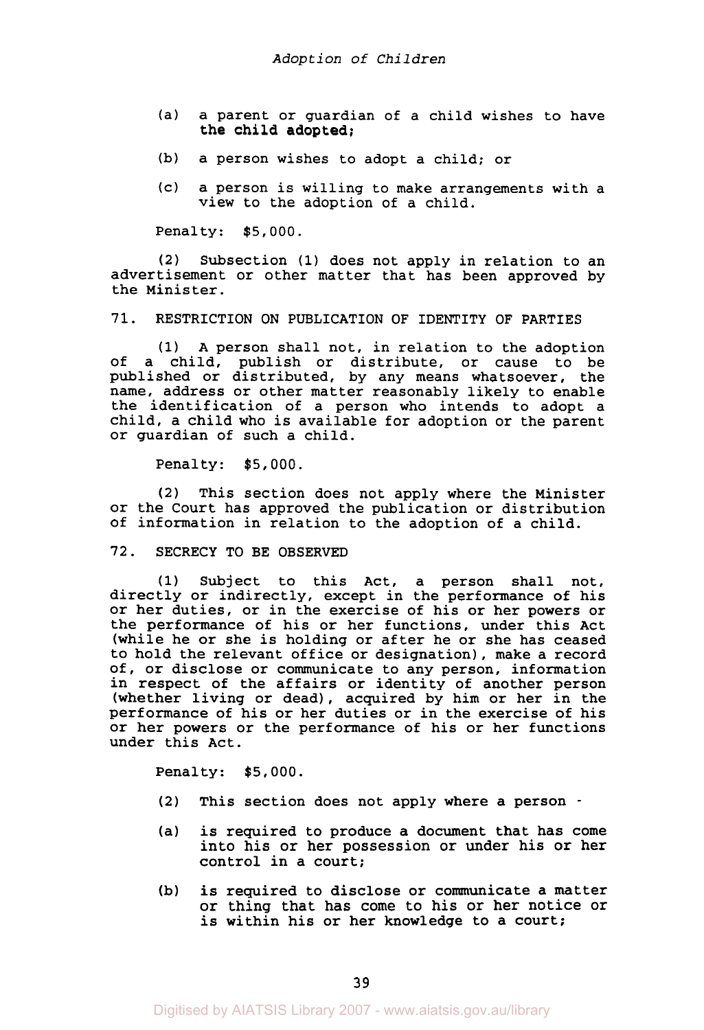(a) a parent or guardian of a child wishes to have the child adopted;

(b) a person wishes to adopt a child; or

(c) a person is willing to make arrangements with a view to the adoption of a child.

Penalty: $5,000.

(2) Subsection (1) does not apply in relation to an advertisement or other matter that has been approved by the Minister.

## 71. RESTRICTION ON PUBLICATION OF IDENTITY OF PARTIES

(1) A person shall not, in relation to the adoption of a child, publish or distribute, or cause to be published or distributed, by any means whatsoever, the name, address or other matter reasonably likely to enable the identification of a person who intends to adopt a child, a child who is available for adoption or the parent or guardian of such a child.

Penalty: $5,000.

(2) This section does not apply where the Minister or the Court has approved the publication or distribution of information in relation to the adoption of a child.

## 72. SECRECY TO BE OBSERVED

(1) Subject to this Act, a person shall not, directly or indirectly, except in the performance of his or her duties, or in the exercise of his or her powers or the performance of his or her functions, under this Act (while he or she is holding or after he or she has ceased to hold the relevant office or designation), make a record of, or disclose or communicate to any person, information in respect of the affairs or identity of another person (whether living or dead), acquired by him or her in the performance of his or her duties or in the exercise of his or her powers or the performance of his or her functions under this Act.

Penalty: $5,000.

(2) This section does not apply where a person -

(a) is required to produce a document that has come into his or her possession or under his or her control in a court;

(b) is required to disclose or communicate a matter or thing that has come to his or her notice or is within his or her knowledge to a court;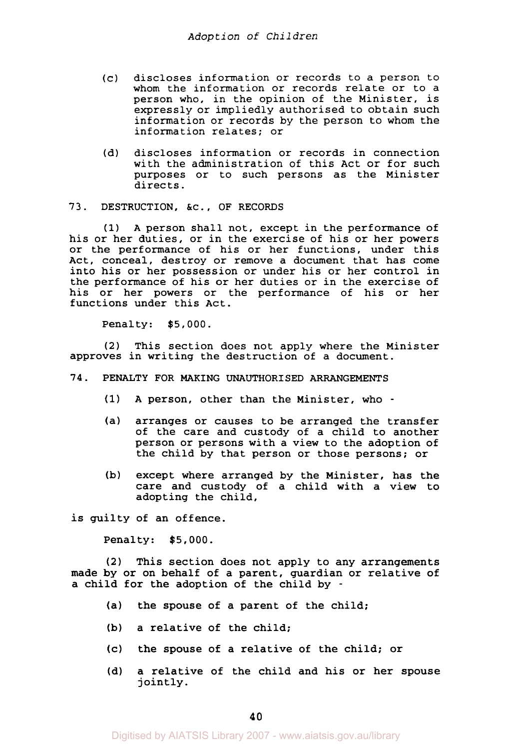(c) discloses information or records to a person to whom the information or records relate or to a person who, in the opinion of the Minister, is expressly or impliedly authorised to obtain such information or records by the person to whom the information relates; or

(d) discloses information or records in connection with the administration of this Act or for such purposes or to such persons as the Minister directs.

## 73. DESTRUCTION, &c., OF RECORDS

(1) A person shall not, except in the performance of his or her duties, or in the exercise of his or her powers or the performance of his or her functions, under this Act, conceal, destroy or remove a document that has come into his or her possession or under his or her control in the performance of his or her duties or in the exercise of his or her powers or the performance of his or her functions under this Act.

Penalty: $5,000.

(2) This section does not apply where the Minister approves in writing the destruction of a document.

## 74. PENALTY FOR MAKING UNAUTHORISED ARRANGEMENTS

(1) A person, other than the Minister, who -

(a) arranges or causes to be arranged the transfer of the care and custody of a child to another person or persons with a view to the adoption of the child by that person or those persons; or

(b) except where arranged by the Minister, has the care and custody of a child with a view to adopting the child,

is guilty of an offence.

Penalty: $5,000.

(2) This section does not apply to any arrangements made by or on behalf of a parent, guardian or relative of a child for the adoption of the child by -

(a) the spouse of a parent of the child;

(b) a relative of the child;

(c) the spouse of a relative of the child; or

(d) a relative of the child and his or her spouse jointly.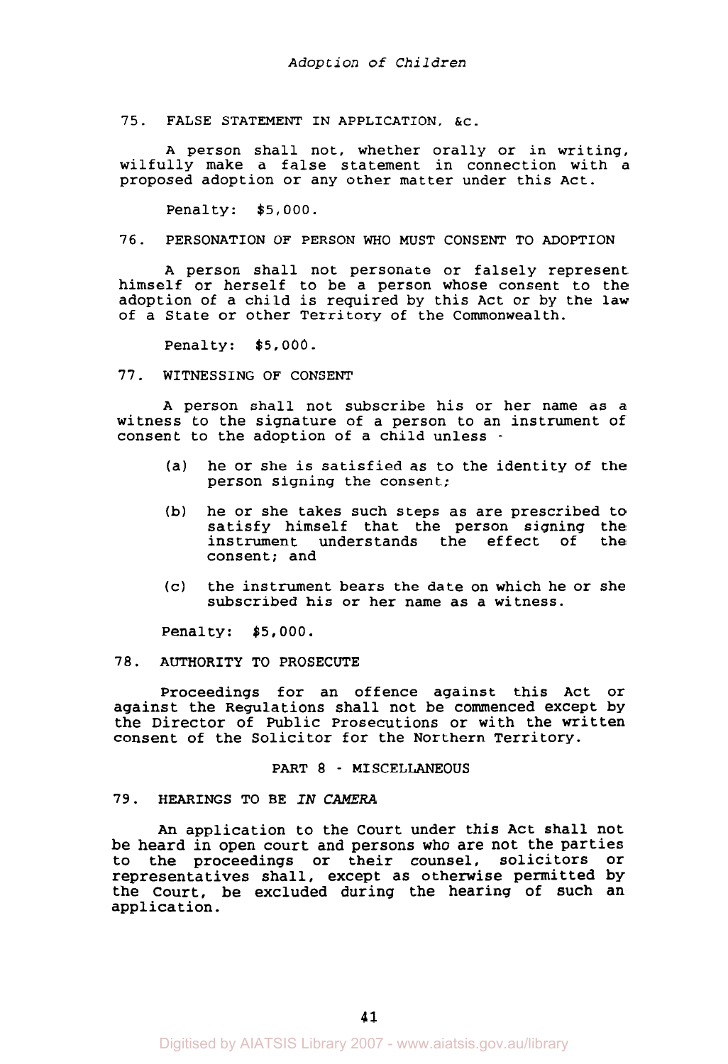## 75. FALSE STATEMENT IN APPLICATION, &c.

A person shall not, whether orally or in writing, wilfully make a false statement in connection with a proposed adoption or any other matter under this Act.

Penalty: $5,000.

## 76. PERSONATION OF PERSON WHO MUST CONSENT TO ADOPTION

A person shall not personate or falsely represent himself or herself to be a person whose consent to the adoption of a child is required by this Act or by the law of a State or other Territory of the Commonwealth.

Penalty: $5,000.

## 77. WITNESSING OF CONSENT

A person shall not subscribe his or her name as a witness to the signature of a person to an instrument of consent to the adoption of a child unless -

(a) he or she is satisfied as to the identity of the person signing the consent;

(b) he or she takes such steps as are prescribed to satisfy himself that the person signing the instrument understands the effect of the consent; and

(c) the instrument bears the date on which he or she subscribed his or her name as a witness.

Penalty: $5,000.

## 78. AUTHORITY TO PROSECUTE

Proceedings for an offence against this Act or against the Regulations shall not be commenced except by the Director of Public Prosecutions or with the written consent of the Solicitor for the Northern Territory.

# PART 8 - MISCELLANEOUS

## 79. HEARINGS TO BE *IN CAMERA*

An application to the Court under this Act shall not be heard in open court and persons who are not the parties to the proceedings or their counsel, solicitors or representatives shall, except as otherwise permitted by the Court, be excluded during the hearing of such an application.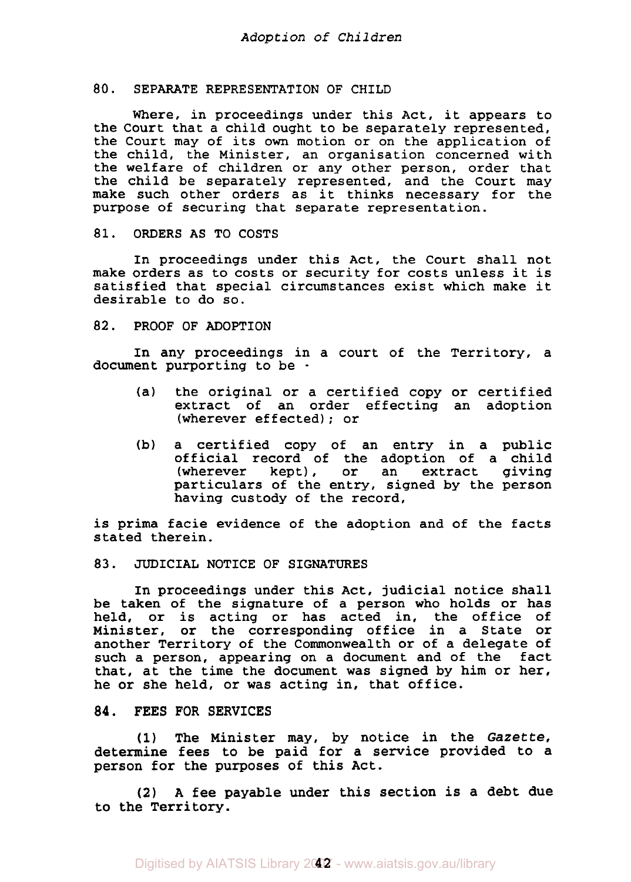## 80. SEPARATE REPRESENTATION OF CHILD

Where, in proceedings under this Act, it appears to the Court that a child ought to be separately represented, the Court may of its own motion or on the application of the child, the Minister, an organisation concerned with the welfare of children or any other person, order that the child be separately represented, and the Court may make such other orders as it thinks necessary for the purpose of securing that separate representation.

## 81. ORDERS AS TO COSTS

In proceedings under this Act, the Court shall not make orders as to costs or security for costs unless it is satisfied that special circumstances exist which make it desirable to do so.

## 82. PROOF OF ADOPTION

In any proceedings in a court of the Territory, a document purporting to be -

(a) the original or a certified copy or certified extract of an order effecting an adoption (wherever effected); or

(b) a certified copy of an entry in a public official record of the adoption of a child (wherever kept), or an extract giving particulars of the entry, signed by the person having custody of the record,

is prima facie evidence of the adoption and of the facts stated therein.

## 83. JUDICIAL NOTICE OF SIGNATURES

In proceedings under this Act, judicial notice shall be taken of the signature of a person who holds or has held, or is acting or has acted in, the office of Minister, or the corresponding office in a State or another Territory of the Commonwealth or of a delegate of such a person, appearing on a document and of the fact that, at the time the document was signed by him or her, he or she held, or was acting in, that office.

## 84. FEES FOR SERVICES

(1) The Minister may, by notice in the *Gazette*, determine fees to be paid for a service provided to a person for the purposes of this Act.

(2) A fee payable under this section is a debt due to the Territory.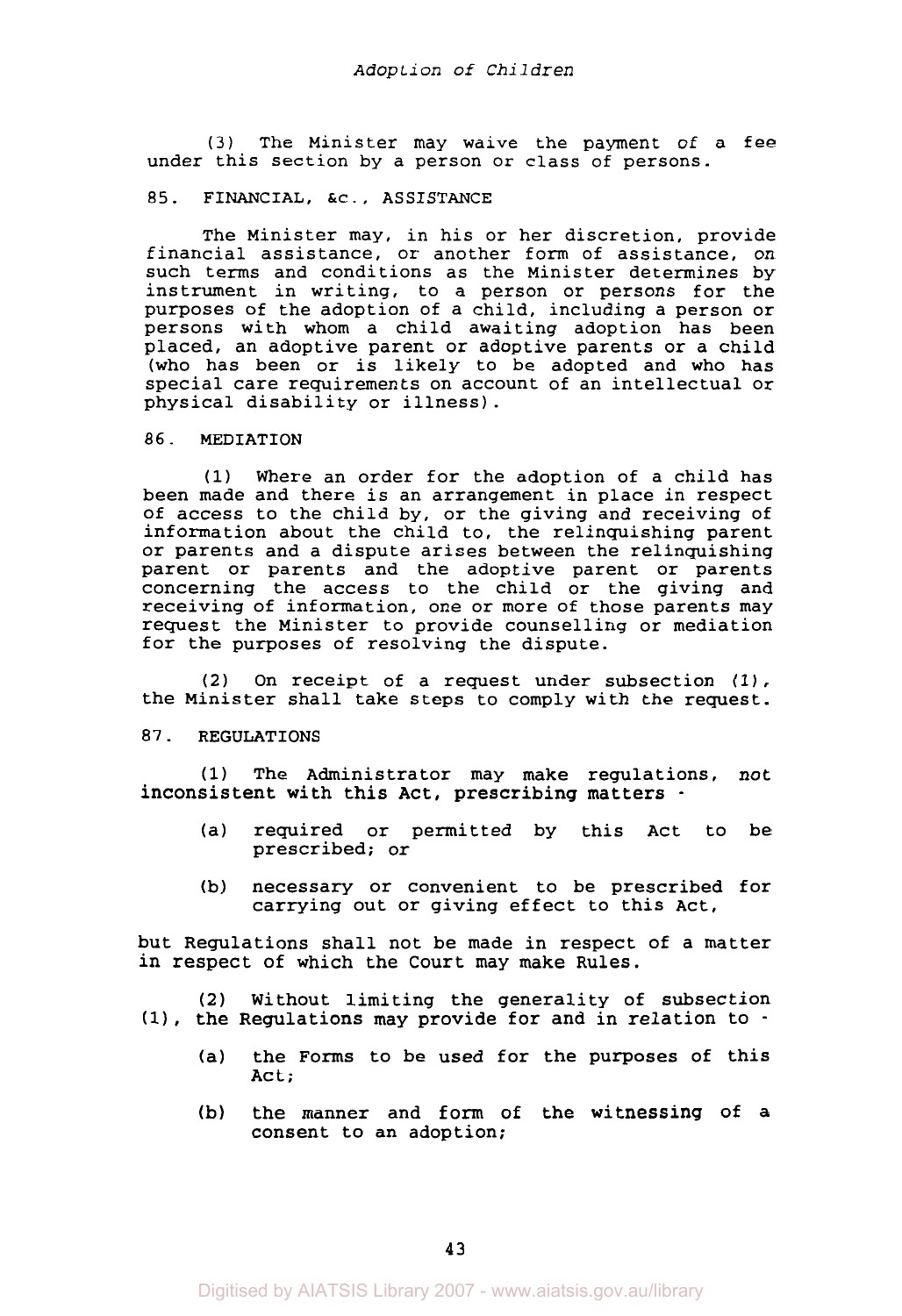(3) The Minister may waive the payment of a fee under this section by a person or class of persons.

## 85. FINANCIAL, &c., ASSISTANCE

The Minister may, in his or her discretion, provide financial assistance, or another form of assistance, on such terms and conditions as the Minister determines by instrument in writing, to a person or persons for the purposes of the adoption of a child, including a person or persons with whom a child awaiting adoption has been placed, an adoptive parent or adoptive parents or a child (who has been or is likely to be adopted and who has special care requirements on account of an intellectual or physical disability or illness).

## 86. MEDIATION

(1) Where an order for the adoption of a child has been made and there is an arrangement in place in respect of access to the child by, or the giving and receiving of information about the child to, the relinquishing parent or parents and a dispute arises between the relinquishing parent or parents and the adoptive parent or parents concerning the access to the child or the giving and receiving of information, one or more of those parents may request the Minister to provide counselling or mediation for the purposes of resolving the dispute.

(2) On receipt of a request under subsection (1), the Minister shall take steps to comply with the request.

## 87. REGULATIONS

(1) The Administrator may make regulations, not inconsistent with this Act, prescribing matters -

- (a) required or permitted by this Act to be prescribed; or
- (b) necessary or convenient to be prescribed for carrying out or giving effect to this Act,

but Regulations shall not be made in respect of a matter in respect of which the Court may make Rules.

(2) Without limiting the generality of subsection (1), the Regulations may provide for and in relation to -

- (a) the Forms to be used for the purposes of this Act;
- (b) the manner and form of the witnessing of a consent to an adoption;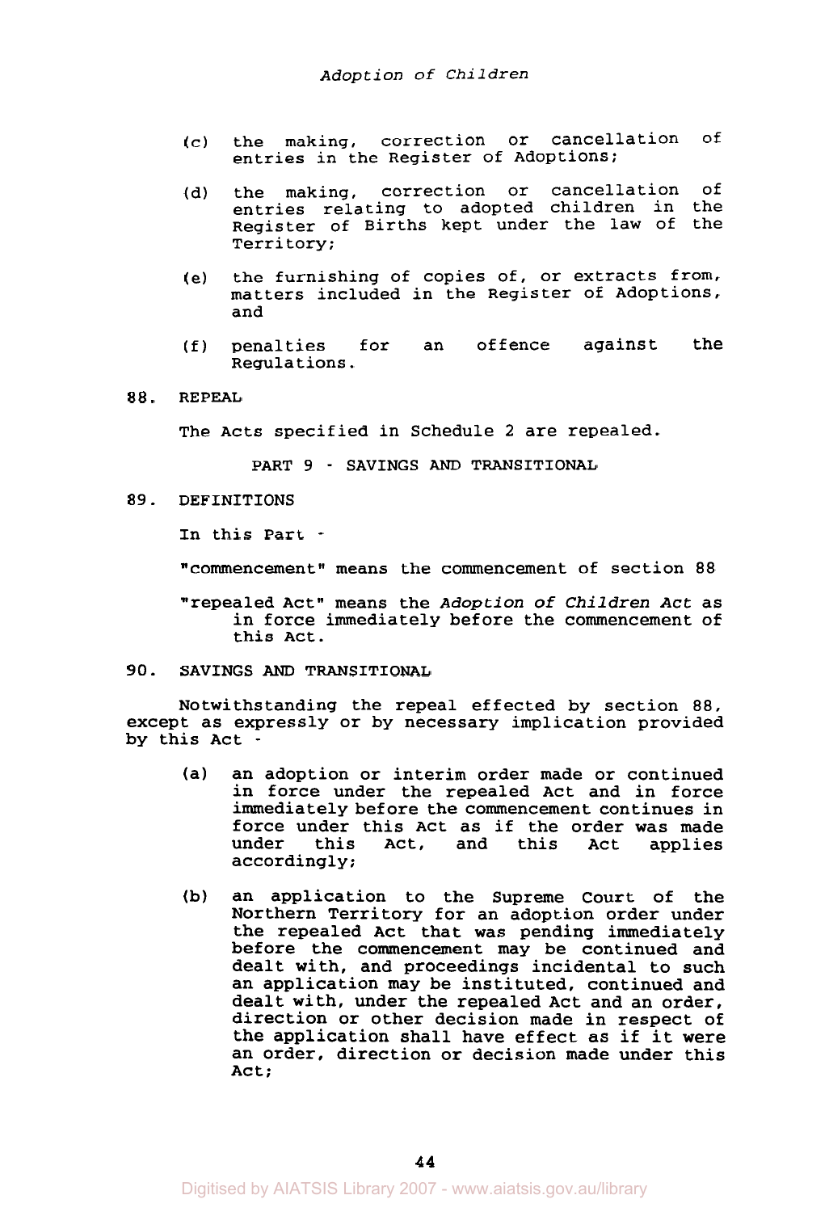(c) the making, correction or cancellation of entries in the Register of Adoptions;

(d) the making, correction or cancellation of entries relating to adopted children in the Register of Births kept under the law of the Territory;

(e) the furnishing of copies of, or extracts from, matters included in the Register of Adoptions, and

(f) penalties for an offence against the Regulations.

**88. REPEAL**

The Acts specified in Schedule 2 are repealed.

## PART 9 - SAVINGS AND TRANSITIONAL

**89. DEFINITIONS**

In this Part -

"commencement" means the commencement of section 88

"repealed Act" means the *Adoption of Children Act* as in force immediately before the commencement of this Act.

**90. SAVINGS AND TRANSITIONAL**

Notwithstanding the repeal effected by section 88, except as expressly or by necessary implication provided by this Act -

(a) an adoption or interim order made or continued in force under the repealed Act and in force immediately before the commencement continues in force under this Act as if the order was made under this Act, and this Act applies accordingly;

(b) an application to the Supreme Court of the Northern Territory for an adoption order under the repealed Act that was pending immediately before the commencement may be continued and dealt with, and proceedings incidental to such an application may be instituted, continued and dealt with, under the repealed Act and an order, direction or other decision made in respect of the application shall have effect as if it were an order, direction or decision made under this Act;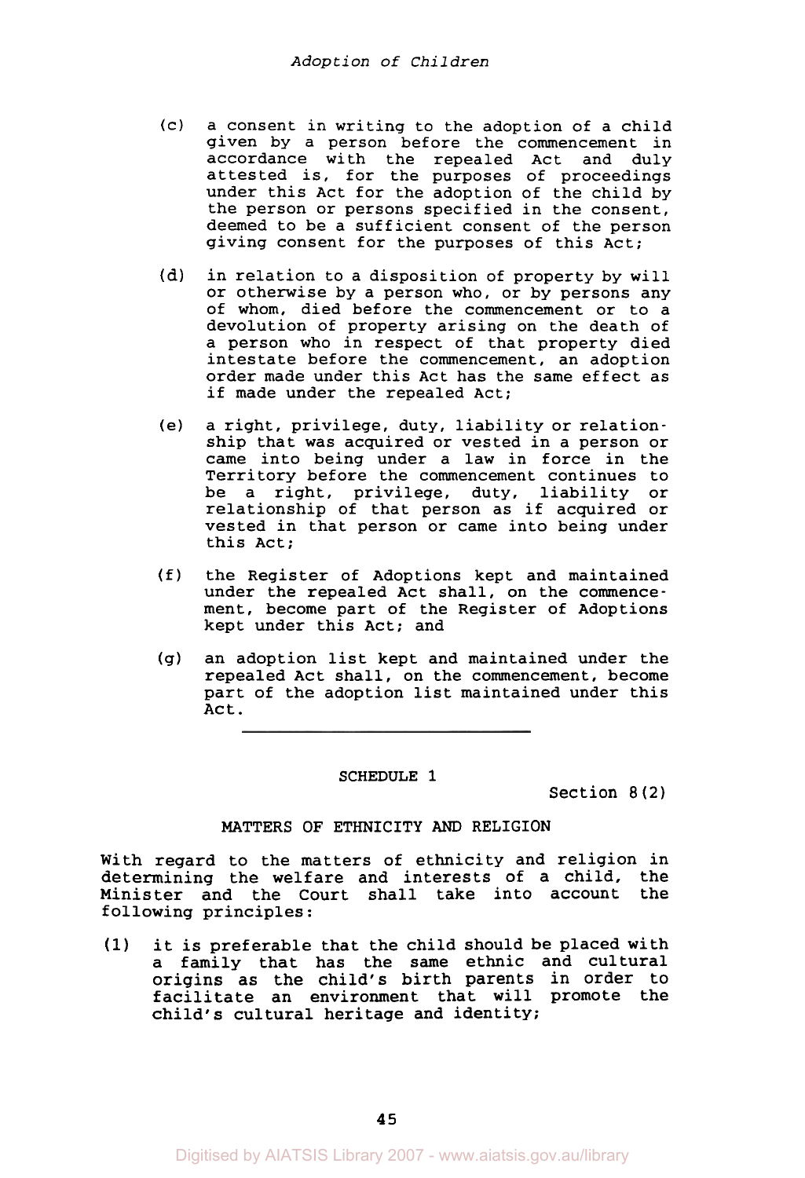(c) a consent in writing to the adoption of a child given by a person before the commencement in accordance with the repealed Act and duly attested is, for the purposes of proceedings under this Act for the adoption of the child by the person or persons specified in the consent, deemed to be a sufficient consent of the person giving consent for the purposes of this Act;

(d) in relation to a disposition of property by will or otherwise by a person who, or by persons any of whom, died before the commencement or to a devolution of property arising on the death of a person who in respect of that property died intestate before the commencement, an adoption order made under this Act has the same effect as if made under the repealed Act;

(e) a right, privilege, duty, liability or relationship that was acquired or vested in a person or came into being under a law in force in the Territory before the commencement continues to be a right, privilege, duty, liability or relationship of that person as if acquired or vested in that person or came into being under this Act;

(f) the Register of Adoptions kept and maintained under the repealed Act shall, on the commencement, become part of the Register of Adoptions kept under this Act; and

(g) an adoption list kept and maintained under the repealed Act shall, on the commencement, become part of the adoption list maintained under this Act.

---

## SCHEDULE 1

Section 8(2)

### MATTERS OF ETHNICITY AND RELIGION

With regard to the matters of ethnicity and religion in determining the welfare and interests of a child, the Minister and the Court shall take into account the following principles:

(1) it is preferable that the child should be placed with a family that has the same ethnic and cultural origins as the child's birth parents in order to facilitate an environment that will promote the child's cultural heritage and identity;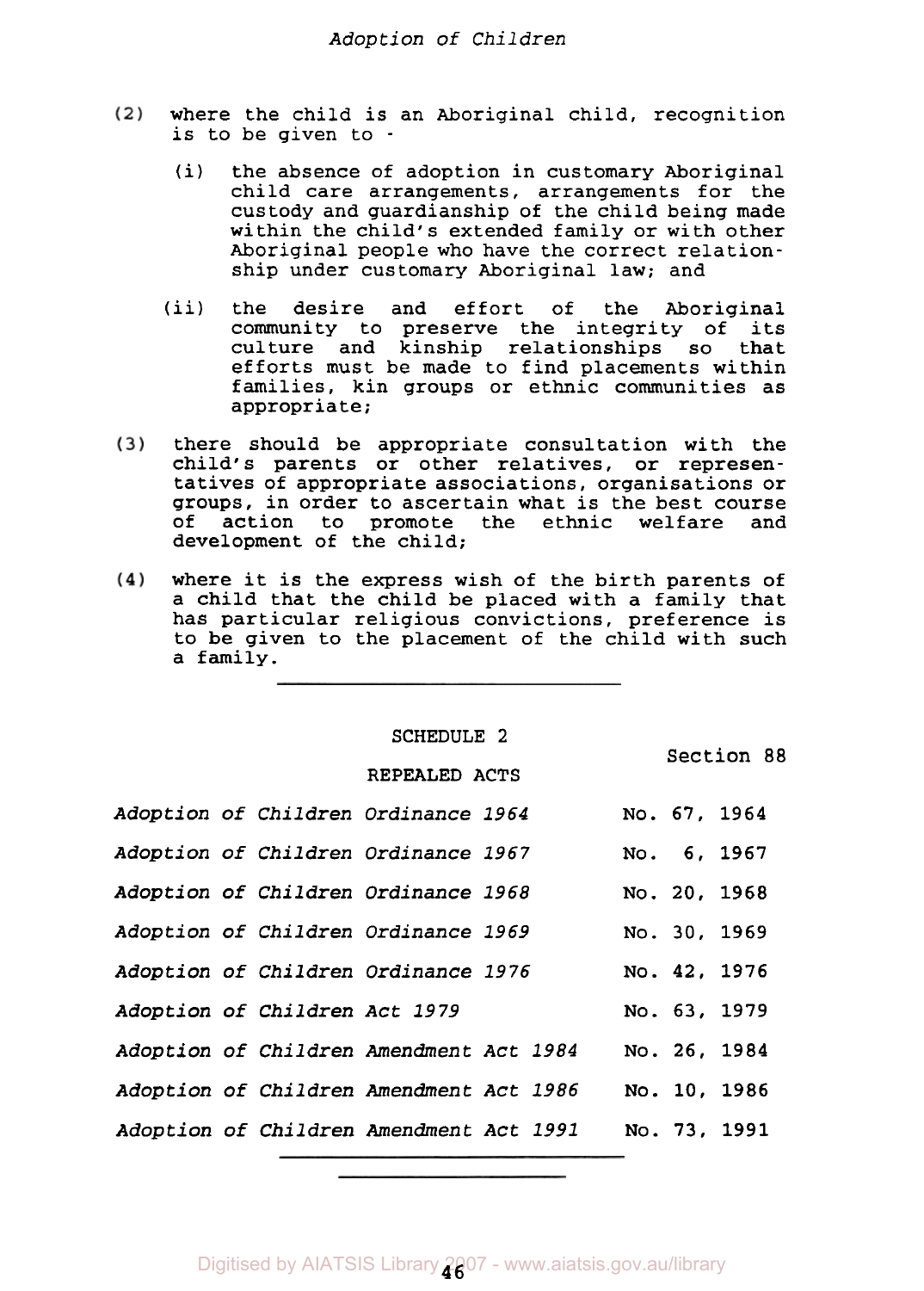(2) where the child is an Aboriginal child, recognition is to be given to -

(i) the absence of adoption in customary Aboriginal child care arrangements, arrangements for the custody and guardianship of the child being made within the child's extended family or with other Aboriginal people who have the correct relationship under customary Aboriginal law; and

(ii) the desire and effort of the Aboriginal community to preserve the integrity of its culture and kinship relationships so that efforts must be made to find placements within families, kin groups or ethnic communities as appropriate;

(3) there should be appropriate consultation with the child's parents or other relatives, or representatives of appropriate associations, organisations or groups, in order to ascertain what is the best course of action to promote the ethnic welfare and development of the child;

(4) where it is the express wish of the birth parents of a child that the child be placed with a family that has particular religious convictions, preference is to be given to the placement of the child with such a family.

---

## SCHEDULE 2

Section 88

### REPEALED ACTS

| | |
|---|---|
| *Adoption of Children Ordinance 1964* | No. 67, 1964 |
| *Adoption of Children Ordinance 1967* | No. 6, 1967 |
| *Adoption of Children Ordinance 1968* | No. 20, 1968 |
| *Adoption of Children Ordinance 1969* | No. 30, 1969 |
| *Adoption of Children Ordinance 1976* | No. 42, 1976 |
| *Adoption of Children Act 1979* | No. 63, 1979 |
| *Adoption of Children Amendment Act 1984* | No. 26, 1984 |
| *Adoption of Children Amendment Act 1986* | No. 10, 1986 |
| *Adoption of Children Amendment Act 1991* | No. 73, 1991 |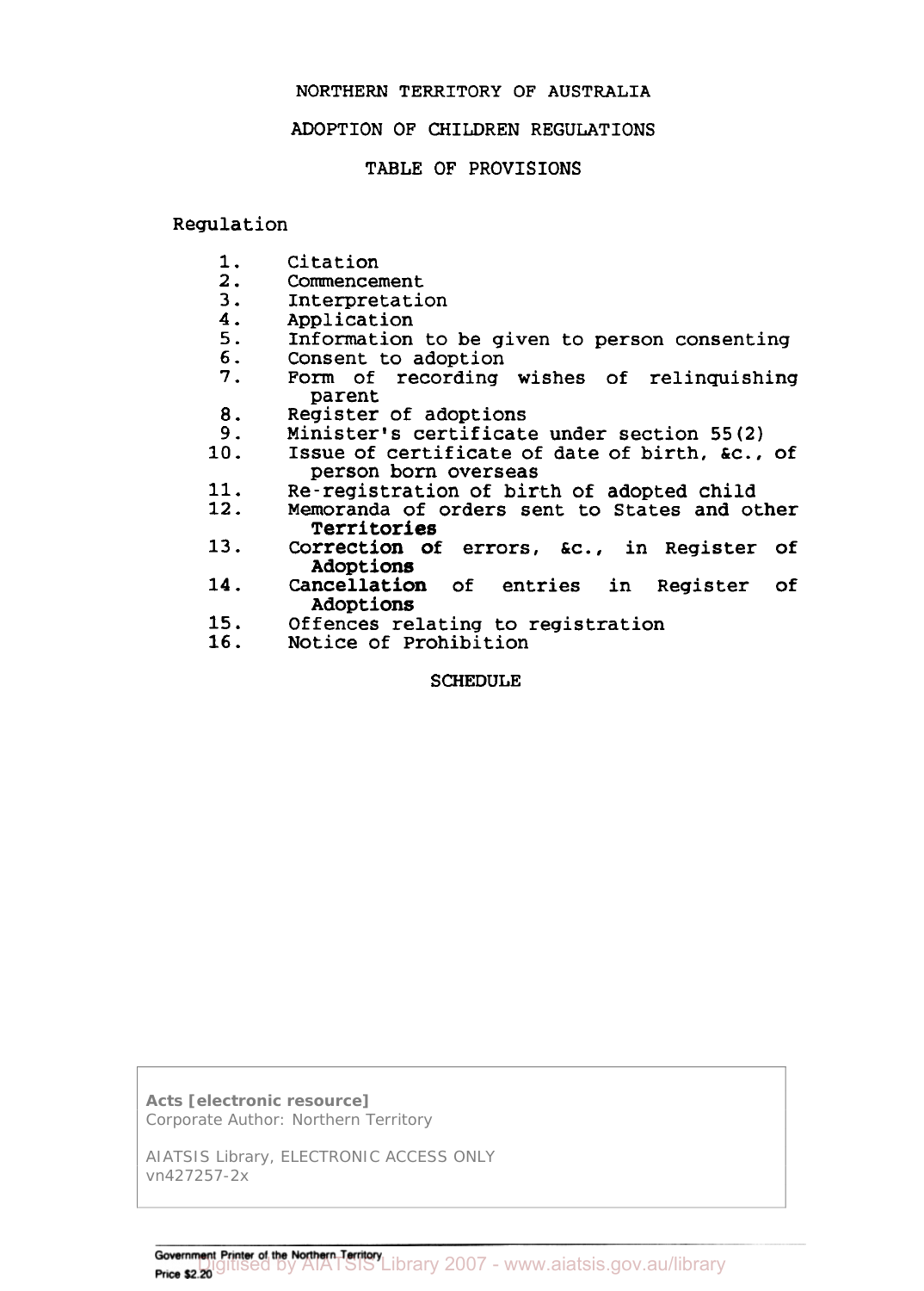NORTHERN TERRITORY OF AUSTRALIA

ADOPTION OF CHILDREN REGULATIONS

TABLE OF PROVISIONS

Regulation

1. Citation
2. Commencement
3. Interpretation
4. Application
5. Information to be given to person consenting
6. Consent to adoption
7. Form of recording wishes of relinquishing parent
8. Register of adoptions
9. Minister's certificate under section 55(2)
10. Issue of certificate of date of birth, &c., of person born overseas
11. Re-registration of birth of adopted child
12. Memoranda of orders sent to States and other Territories
13. Correction of errors, &c., in Register of Adoptions
14. Cancellation of entries in Register of Adoptions
15. Offences relating to registration
16. Notice of Prohibition

SCHEDULE

Acts [electronic resource]
Corporate Author: Northern Territory

AIATSIS Library, ELECTRONIC ACCESS ONLY
vn427257-2x

Government Printer of the Northern Territory
Price $2.20